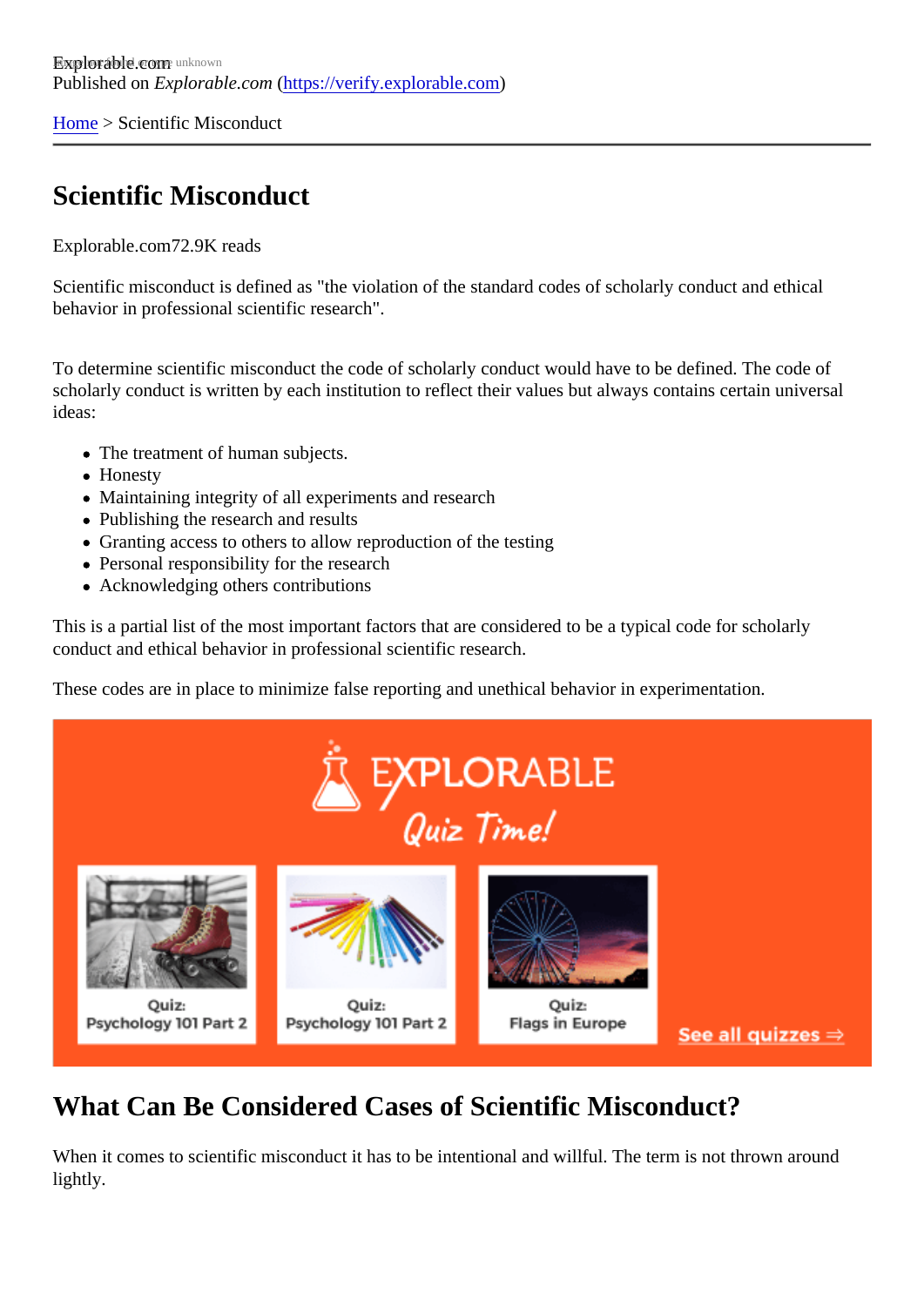Explorable.com
Published on *Explorable.com* (https://verify.explorable.com)

Home > Scientific Misconduct

# Scientific Misconduct

Explorable.com72.9K reads

Scientific misconduct is defined as "the violation of the standard codes of scholarly conduct and ethical behavior in professional scientific research".

To determine scientific misconduct the code of scholarly conduct would have to be defined. The code of scholarly conduct is written by each institution to reflect their values but always contains certain universal ideas:

- The treatment of human subjects.
- Honesty
- Maintaining integrity of all experiments and research
- Publishing the research and results
- Granting access to others to allow reproduction of the testing
- Personal responsibility for the research
- Acknowledging others contributions

This is a partial list of the most important factors that are considered to be a typical code for scholarly conduct and ethical behavior in professional scientific research.

These codes are in place to minimize false reporting and unethical behavior in experimentation.

## What Can Be Considered Cases of Scientific Misconduct?

When it comes to scientific misconduct it has to be intentional and willful. The term is not thrown around lightly.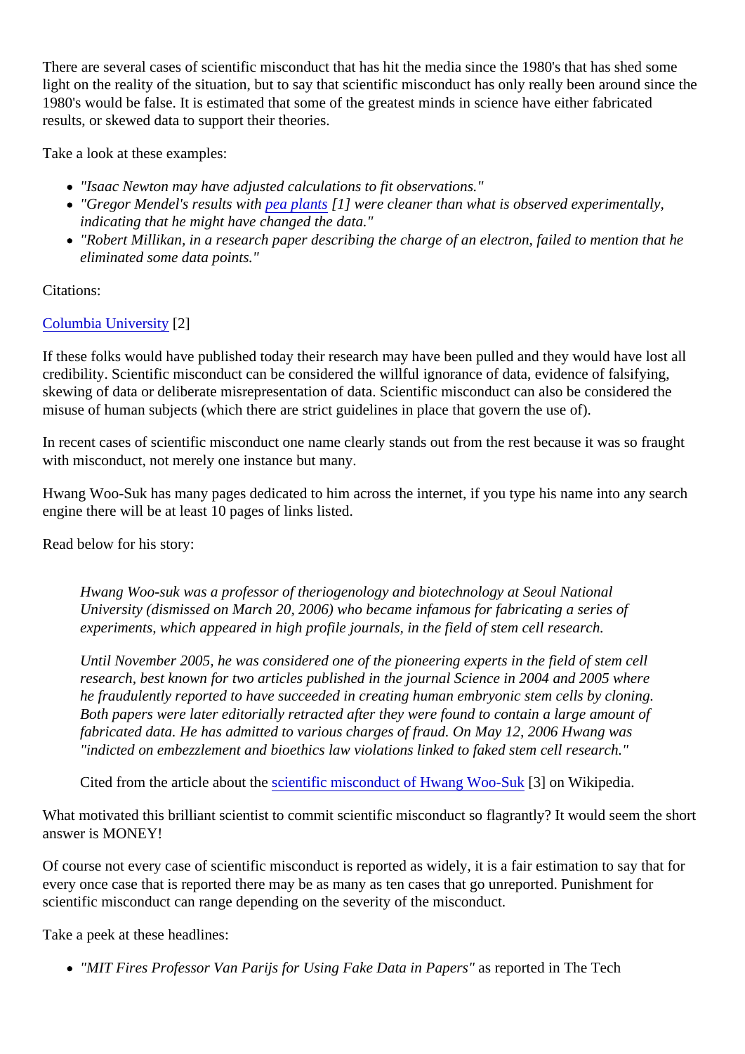There are several cases of scientific misconduct that has hit the media since the 1980's that has shed some light on the reality of the situation, but to say that scientific misconduct has only really been around since the 1980's would be false. It is estimated that some of the greatest minds in science have either fabricated results, or skewed data to support their theories.

Take a look at these examples:

- *"Isaac Newton may have adjusted calculations to fit observations."*
- *"Gregor Mendel's results with pea plants [1] were cleaner than what is observed experimentally, indicating that he might have changed the data."*
- *"Robert Millikan, in a research paper describing the charge of an electron, failed to mention that he eliminated some data points."*

Citations:

Columbia University [2]

If these folks would have published today their research may have been pulled and they would have lost all credibility. Scientific misconduct can be considered the willful ignorance of data, evidence of falsifying, skewing of data or deliberate misrepresentation of data. Scientific misconduct can also be considered the misuse of human subjects (which there are strict guidelines in place that govern the use of).

In recent cases of scientific misconduct one name clearly stands out from the rest because it was so fraught with misconduct, not merely one instance but many.

Hwang Woo-Suk has many pages dedicated to him across the internet, if you type his name into any search engine there will be at least 10 pages of links listed.

Read below for his story:

> *Hwang Woo-suk was a professor of theriogenology and biotechnology at Seoul National University (dismissed on March 20, 2006) who became infamous for fabricating a series of experiments, which appeared in high profile journals, in the field of stem cell research.*
>
> *Until November 2005, he was considered one of the pioneering experts in the field of stem cell research, best known for two articles published in the journal Science in 2004 and 2005 where he fraudulently reported to have succeeded in creating human embryonic stem cells by cloning. Both papers were later editorially retracted after they were found to contain a large amount of fabricated data. He has admitted to various charges of fraud. On May 12, 2006 Hwang was "indicted on embezzlement and bioethics law violations linked to faked stem cell research."*
>
> Cited from the article about the scientific misconduct of Hwang Woo-Suk [3] on Wikipedia.

What motivated this brilliant scientist to commit scientific misconduct so flagrantly? It would seem the short answer is MONEY!

Of course not every case of scientific misconduct is reported as widely, it is a fair estimation to say that for every once case that is reported there may be as many as ten cases that go unreported. Punishment for scientific misconduct can range depending on the severity of the misconduct.

Take a peek at these headlines:

- *"MIT Fires Professor Van Parijs for Using Fake Data in Papers"* as reported in The Tech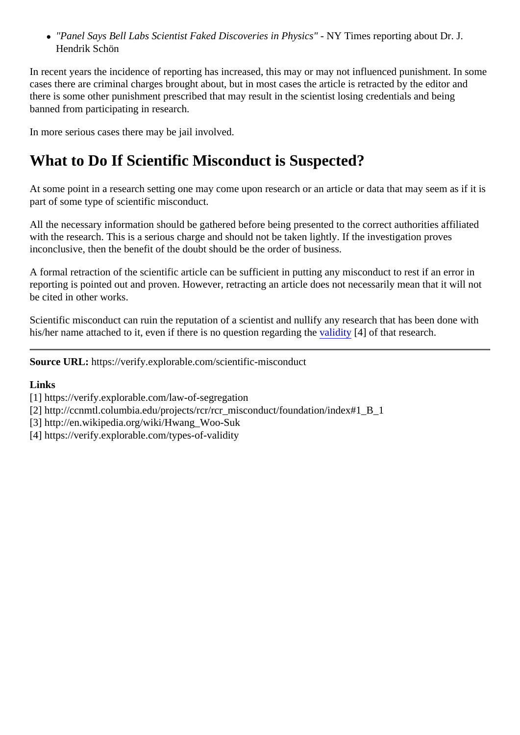- *"Panel Says Bell Labs Scientist Faked Discoveries in Physics"* - NY Times reporting about Dr. J. Hendrik Schön

In recent years the incidence of reporting has increased, this may or may not influenced punishment. In some cases there are criminal charges brought about, but in most cases the article is retracted by the editor and there is some other punishment prescribed that may result in the scientist losing credentials and being banned from participating in research.

In more serious cases there may be jail involved.

## What to Do If Scientific Misconduct is Suspected?

At some point in a research setting one may come upon research or an article or data that may seem as if it is part of some type of scientific misconduct.

All the necessary information should be gathered before being presented to the correct authorities affiliated with the research. This is a serious charge and should not be taken lightly. If the investigation proves inconclusive, then the benefit of the doubt should be the order of business.

A formal retraction of the scientific article can be sufficient in putting any misconduct to rest if an error in reporting is pointed out and proven. However, retracting an article does not necessarily mean that it will not be cited in other works.

Scientific misconduct can ruin the reputation of a scientist and nullify any research that has been done with his/her name attached to it, even if there is no question regarding the validity [4] of that research.

---

**Source URL:** https://verify.explorable.com/scientific-misconduct

**Links**
[1] https://verify.explorable.com/law-of-segregation
[2] http://ccnmtl.columbia.edu/projects/rcr/rcr_misconduct/foundation/index#1_B_1
[3] http://en.wikipedia.org/wiki/Hwang_Woo-Suk
[4] https://verify.explorable.com/types-of-validity